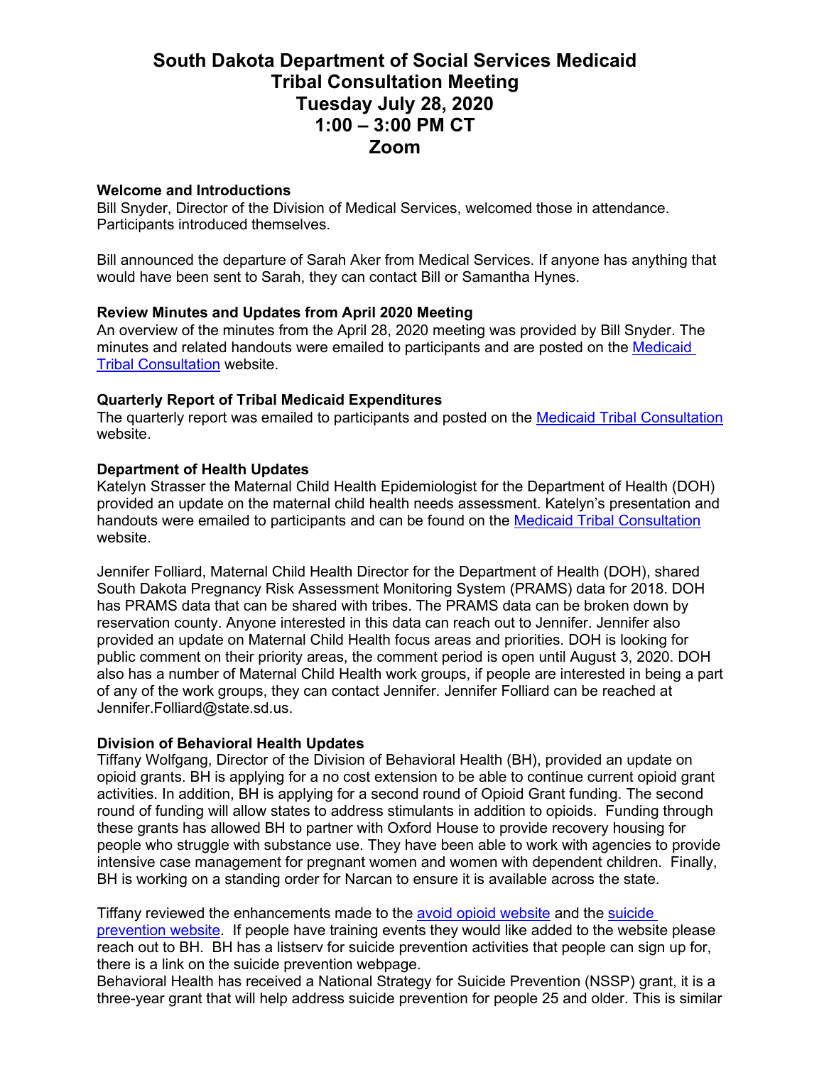# South Dakota Department of Social Services Medicaid Tribal Consultation Meeting
# Tuesday July 28, 2020
# 1:00 – 3:00 PM CT
# Zoom

**Welcome and Introductions**
Bill Snyder, Director of the Division of Medical Services, welcomed those in attendance. Participants introduced themselves.

Bill announced the departure of Sarah Aker from Medical Services. If anyone has anything that would have been sent to Sarah, they can contact Bill or Samantha Hynes.

**Review Minutes and Updates from April 2020 Meeting**
An overview of the minutes from the April 28, 2020 meeting was provided by Bill Snyder. The minutes and related handouts were emailed to participants and are posted on the Medicaid Tribal Consultation website.

**Quarterly Report of Tribal Medicaid Expenditures**
The quarterly report was emailed to participants and posted on the Medicaid Tribal Consultation website.

**Department of Health Updates**
Katelyn Strasser the Maternal Child Health Epidemiologist for the Department of Health (DOH) provided an update on the maternal child health needs assessment. Katelyn's presentation and handouts were emailed to participants and can be found on the Medicaid Tribal Consultation website.

Jennifer Folliard, Maternal Child Health Director for the Department of Health (DOH), shared South Dakota Pregnancy Risk Assessment Monitoring System (PRAMS) data for 2018. DOH has PRAMS data that can be shared with tribes. The PRAMS data can be broken down by reservation county. Anyone interested in this data can reach out to Jennifer. Jennifer also provided an update on Maternal Child Health focus areas and priorities. DOH is looking for public comment on their priority areas, the comment period is open until August 3, 2020. DOH also has a number of Maternal Child Health work groups, if people are interested in being a part of any of the work groups, they can contact Jennifer. Jennifer Folliard can be reached at Jennifer.Folliard@state.sd.us.

**Division of Behavioral Health Updates**
Tiffany Wolfgang, Director of the Division of Behavioral Health (BH), provided an update on opioid grants. BH is applying for a no cost extension to be able to continue current opioid grant activities. In addition, BH is applying for a second round of Opioid Grant funding. The second round of funding will allow states to address stimulants in addition to opioids. Funding through these grants has allowed BH to partner with Oxford House to provide recovery housing for people who struggle with substance use. They have been able to work with agencies to provide intensive case management for pregnant women and women with dependent children. Finally, BH is working on a standing order for Narcan to ensure it is available across the state.

Tiffany reviewed the enhancements made to the avoid opioid website and the suicide prevention website. If people have training events they would like added to the website please reach out to BH. BH has a listserv for suicide prevention activities that people can sign up for, there is a link on the suicide prevention webpage.
Behavioral Health has received a National Strategy for Suicide Prevention (NSSP) grant, it is a three-year grant that will help address suicide prevention for people 25 and older. This is similar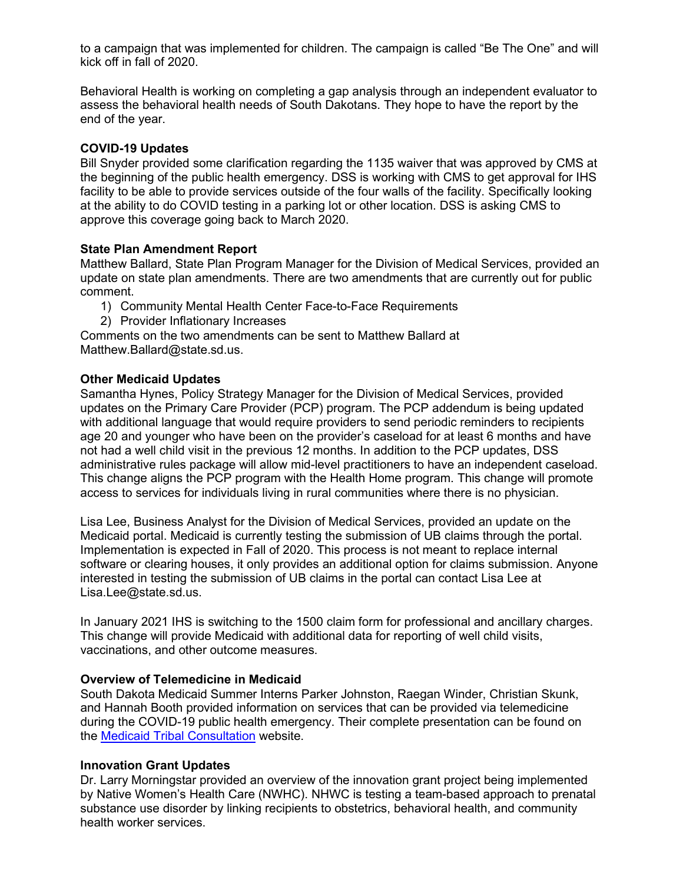to a campaign that was implemented for children. The campaign is called "Be The One" and will kick off in fall of 2020.

Behavioral Health is working on completing a gap analysis through an independent evaluator to assess the behavioral health needs of South Dakotans. They hope to have the report by the end of the year.

**COVID-19 Updates**

Bill Snyder provided some clarification regarding the 1135 waiver that was approved by CMS at the beginning of the public health emergency. DSS is working with CMS to get approval for IHS facility to be able to provide services outside of the four walls of the facility. Specifically looking at the ability to do COVID testing in a parking lot or other location. DSS is asking CMS to approve this coverage going back to March 2020.

**State Plan Amendment Report**

Matthew Ballard, State Plan Program Manager for the Division of Medical Services, provided an update on state plan amendments. There are two amendments that are currently out for public comment.

1) Community Mental Health Center Face-to-Face Requirements
2) Provider Inflationary Increases

Comments on the two amendments can be sent to Matthew Ballard at Matthew.Ballard@state.sd.us.

**Other Medicaid Updates**

Samantha Hynes, Policy Strategy Manager for the Division of Medical Services, provided updates on the Primary Care Provider (PCP) program. The PCP addendum is being updated with additional language that would require providers to send periodic reminders to recipients age 20 and younger who have been on the provider's caseload for at least 6 months and have not had a well child visit in the previous 12 months. In addition to the PCP updates, DSS administrative rules package will allow mid-level practitioners to have an independent caseload. This change aligns the PCP program with the Health Home program. This change will promote access to services for individuals living in rural communities where there is no physician.

Lisa Lee, Business Analyst for the Division of Medical Services, provided an update on the Medicaid portal. Medicaid is currently testing the submission of UB claims through the portal. Implementation is expected in Fall of 2020. This process is not meant to replace internal software or clearing houses, it only provides an additional option for claims submission. Anyone interested in testing the submission of UB claims in the portal can contact Lisa Lee at Lisa.Lee@state.sd.us.

In January 2021 IHS is switching to the 1500 claim form for professional and ancillary charges. This change will provide Medicaid with additional data for reporting of well child visits, vaccinations, and other outcome measures.

**Overview of Telemedicine in Medicaid**

South Dakota Medicaid Summer Interns Parker Johnston, Raegan Winder, Christian Skunk, and Hannah Booth provided information on services that can be provided via telemedicine during the COVID-19 public health emergency. Their complete presentation can be found on the Medicaid Tribal Consultation website.

**Innovation Grant Updates**

Dr. Larry Morningstar provided an overview of the innovation grant project being implemented by Native Women's Health Care (NWHC). NHWC is testing a team-based approach to prenatal substance use disorder by linking recipients to obstetrics, behavioral health, and community health worker services.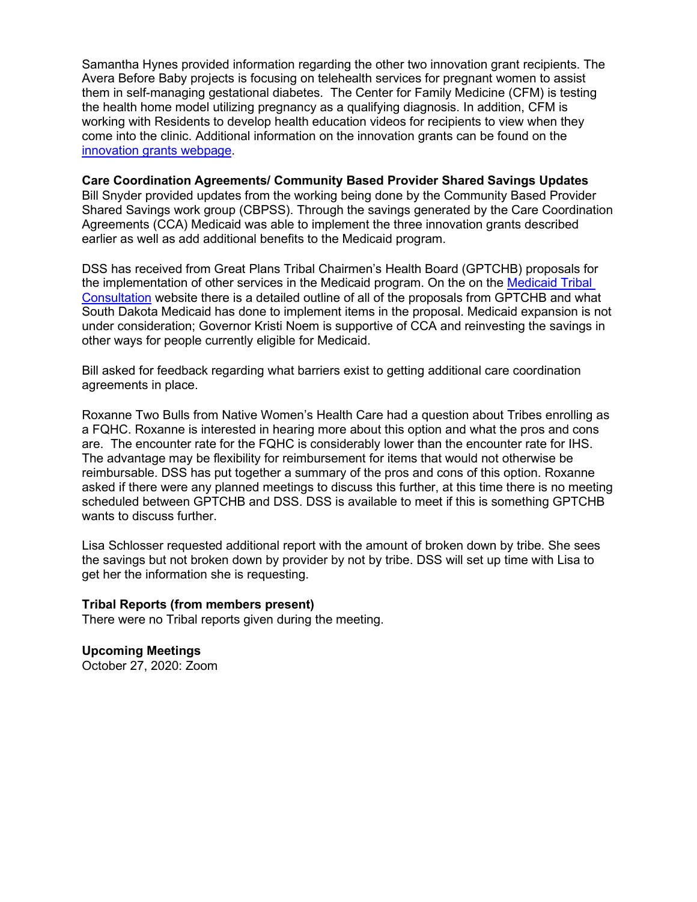Samantha Hynes provided information regarding the other two innovation grant recipients. The Avera Before Baby projects is focusing on telehealth services for pregnant women to assist them in self-managing gestational diabetes. The Center for Family Medicine (CFM) is testing the health home model utilizing pregnancy as a qualifying diagnosis. In addition, CFM is working with Residents to develop health education videos for recipients to view when they come into the clinic. Additional information on the innovation grants can be found on the [innovation grants webpage](#).

**Care Coordination Agreements/ Community Based Provider Shared Savings Updates**

Bill Snyder provided updates from the working being done by the Community Based Provider Shared Savings work group (CBPSS). Through the savings generated by the Care Coordination Agreements (CCA) Medicaid was able to implement the three innovation grants described earlier as well as add additional benefits to the Medicaid program.

DSS has received from Great Plans Tribal Chairmen's Health Board (GPTCHB) proposals for the implementation of other services in the Medicaid program. On the on the [Medicaid Tribal Consultation](#) website there is a detailed outline of all of the proposals from GPTCHB and what South Dakota Medicaid has done to implement items in the proposal. Medicaid expansion is not under consideration; Governor Kristi Noem is supportive of CCA and reinvesting the savings in other ways for people currently eligible for Medicaid.

Bill asked for feedback regarding what barriers exist to getting additional care coordination agreements in place.

Roxanne Two Bulls from Native Women's Health Care had a question about Tribes enrolling as a FQHC. Roxanne is interested in hearing more about this option and what the pros and cons are. The encounter rate for the FQHC is considerably lower than the encounter rate for IHS. The advantage may be flexibility for reimbursement for items that would not otherwise be reimbursable. DSS has put together a summary of the pros and cons of this option. Roxanne asked if there were any planned meetings to discuss this further, at this time there is no meeting scheduled between GPTCHB and DSS. DSS is available to meet if this is something GPTCHB wants to discuss further.

Lisa Schlosser requested additional report with the amount of broken down by tribe. She sees the savings but not broken down by provider by not by tribe. DSS will set up time with Lisa to get her the information she is requesting.

**Tribal Reports (from members present)**

There were no Tribal reports given during the meeting.

**Upcoming Meetings**

October 27, 2020: Zoom